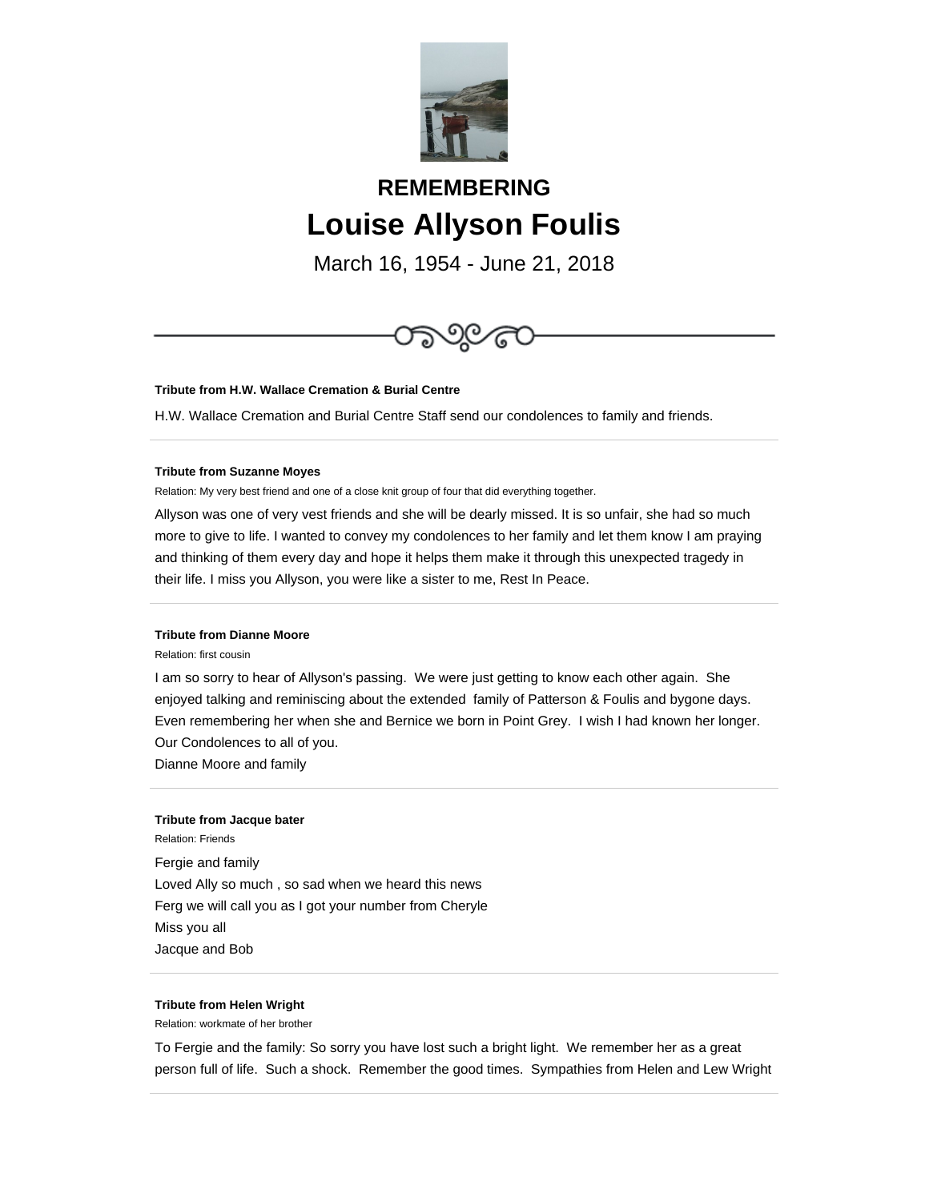## REMEMBERING

# Louise Allyson Foulis

March 16, 1954 - June 21, 2018

---

**Tribute from H.W. Wallace Cremation & Burial Centre**

H.W. Wallace Cremation and Burial Centre Staff send our condolences to family and friends.

---

**Tribute from Suzanne Moyes**

Relation: My very best friend and one of a close knit group of four that did everything together.

Allyson was one of very vest friends and she will be dearly missed. It is so unfair, she had so much more to give to life. I wanted to convey my condolences to her family and let them know I am praying and thinking of them every day and hope it helps them make it through this unexpected tragedy in their life. I miss you Allyson, you were like a sister to me, Rest In Peace.

---

**Tribute from Dianne Moore**

Relation: first cousin

I am so sorry to hear of Allyson's passing. We were just getting to know each other again. She enjoyed talking and reminiscing about the extended family of Patterson & Foulis and bygone days. Even remembering her when she and Bernice we born in Point Grey. I wish I had known her longer. Our Condolences to all of you.
Dianne Moore and family

---

**Tribute from Jacque bater**

Relation: Friends

Fergie and family
Loved Ally so much , so sad when we heard this news
Ferg we will call you as I got your number from Cheryle
Miss you all
Jacque and Bob

---

**Tribute from Helen Wright**

Relation: workmate of her brother

To Fergie and the family: So sorry you have lost such a bright light. We remember her as a great person full of life. Such a shock. Remember the good times. Sympathies from Helen and Lew Wright

---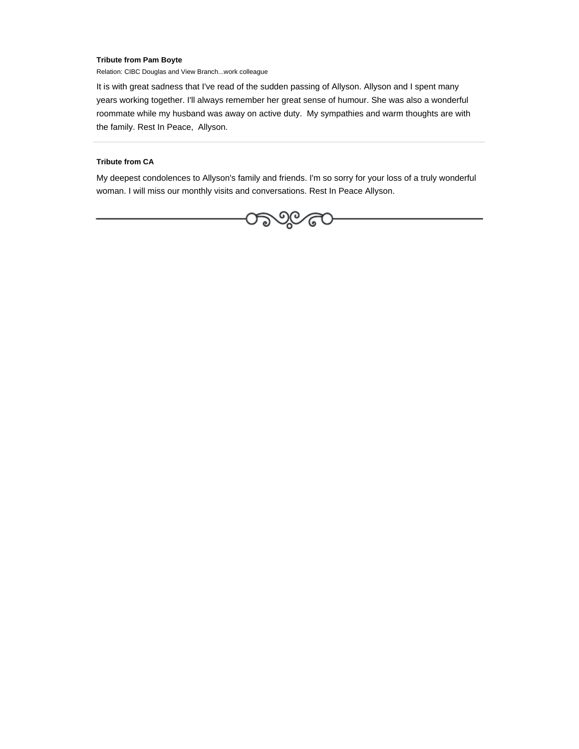**Tribute from Pam Boyte**

Relation: CIBC Douglas and View Branch...work colleague

It is with great sadness that I've read of the sudden passing of Allyson. Allyson and I spent many years working together. I'll always remember her great sense of humour. She was also a wonderful roommate while my husband was away on active duty. My sympathies and warm thoughts are with the family. Rest In Peace, Allyson.

---

**Tribute from CA**

My deepest condolences to Allyson's family and friends. I'm so sorry for your loss of a truly wonderful woman. I will miss our monthly visits and conversations. Rest In Peace Allyson.